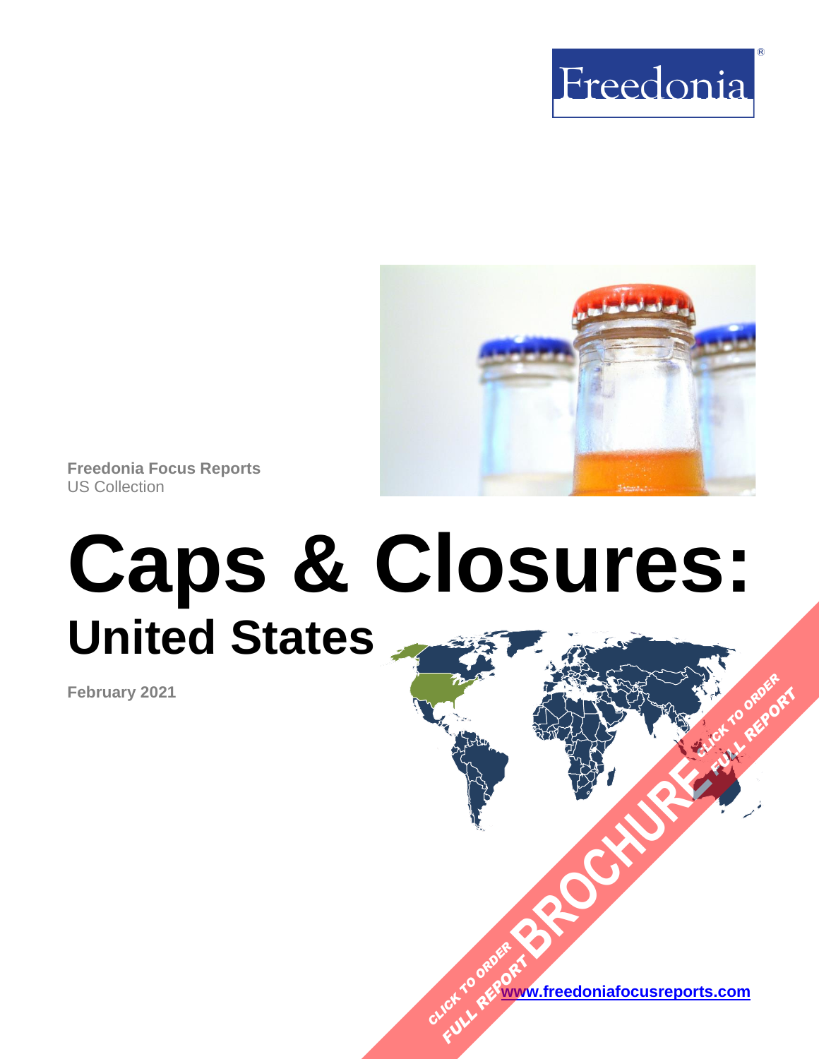Freedonia

Freedonia Focus Reports
US Collection

# Caps & Closures:
## United States

**February 2021**

CLICK TO ORDER FULL REPORT BROCHURE CLICK TO ORDER FULL REPORT

www.freedoniafocusreports.com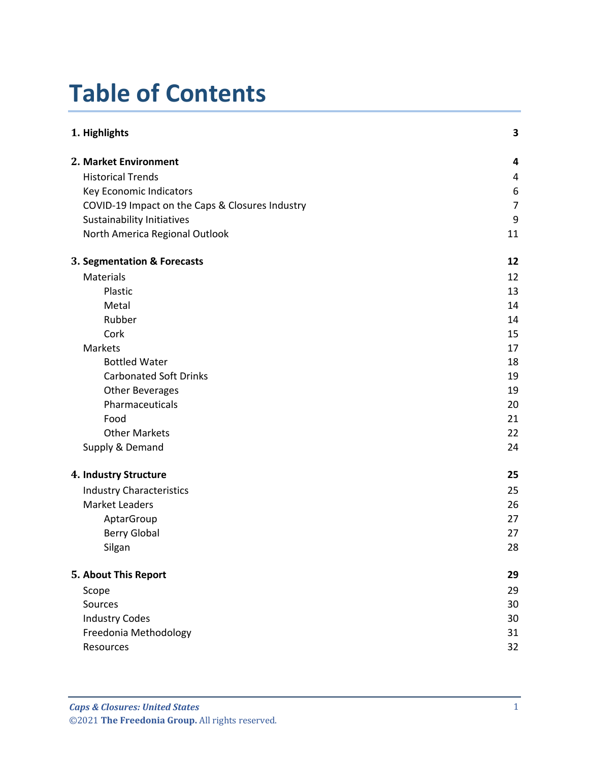# Table of Contents

| | |
|---|---|
| **1. Highlights** | **3** |
| **2. Market Environment** | **4** |
| Historical Trends | 4 |
| Key Economic Indicators | 6 |
| COVID-19 Impact on the Caps & Closures Industry | 7 |
| Sustainability Initiatives | 9 |
| North America Regional Outlook | 11 |
| **3. Segmentation & Forecasts** | **12** |
| Materials | 12 |
| Plastic | 13 |
| Metal | 14 |
| Rubber | 14 |
| Cork | 15 |
| Markets | 17 |
| Bottled Water | 18 |
| Carbonated Soft Drinks | 19 |
| Other Beverages | 19 |
| Pharmaceuticals | 20 |
| Food | 21 |
| Other Markets | 22 |
| Supply & Demand | 24 |
| **4. Industry Structure** | **25** |
| Industry Characteristics | 25 |
| Market Leaders | 26 |
| AptarGroup | 27 |
| Berry Global | 27 |
| Silgan | 28 |
| **5. About This Report** | **29** |
| Scope | 29 |
| Sources | 30 |
| Industry Codes | 30 |
| Freedonia Methodology | 31 |
| Resources | 32 |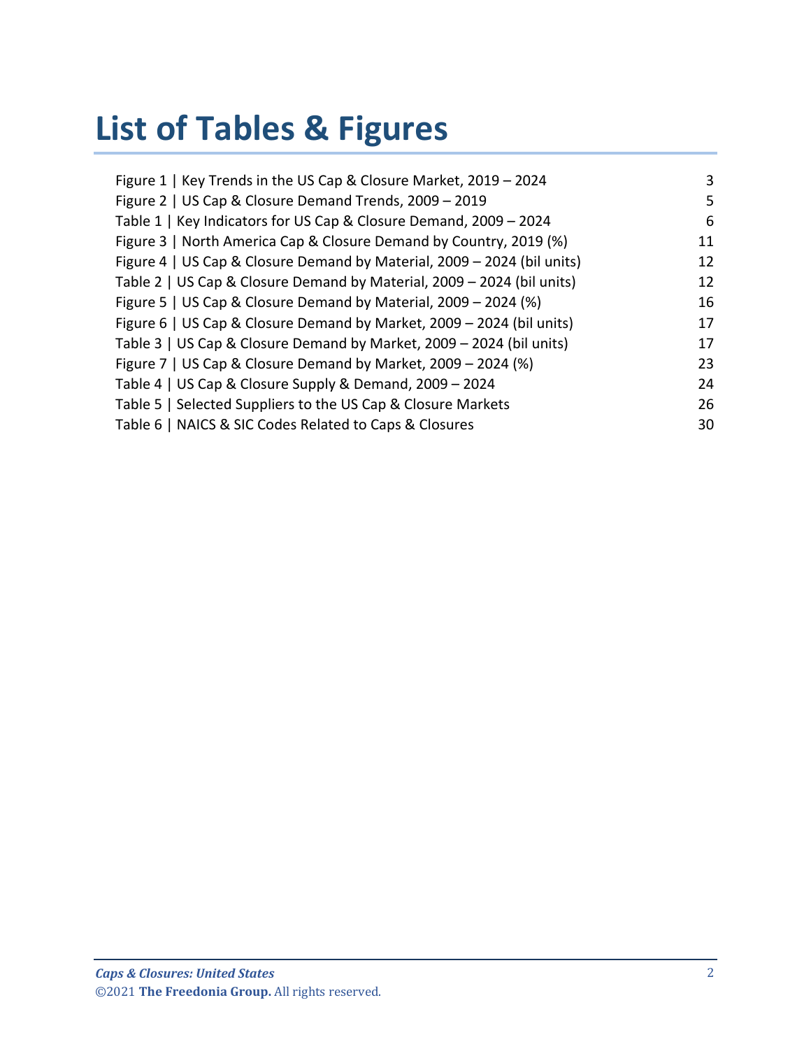# List of Tables & Figures

| | |
|---|---|
| Figure 1 \| Key Trends in the US Cap & Closure Market, 2019 – 2024 | 3 |
| Figure 2 \| US Cap & Closure Demand Trends, 2009 – 2019 | 5 |
| Table 1 \| Key Indicators for US Cap & Closure Demand, 2009 – 2024 | 6 |
| Figure 3 \| North America Cap & Closure Demand by Country, 2019 (%) | 11 |
| Figure 4 \| US Cap & Closure Demand by Material, 2009 – 2024 (bil units) | 12 |
| Table 2 \| US Cap & Closure Demand by Material, 2009 – 2024 (bil units) | 12 |
| Figure 5 \| US Cap & Closure Demand by Material, 2009 – 2024 (%) | 16 |
| Figure 6 \| US Cap & Closure Demand by Market, 2009 – 2024 (bil units) | 17 |
| Table 3 \| US Cap & Closure Demand by Market, 2009 – 2024 (bil units) | 17 |
| Figure 7 \| US Cap & Closure Demand by Market, 2009 – 2024 (%) | 23 |
| Table 4 \| US Cap & Closure Supply & Demand, 2009 – 2024 | 24 |
| Table 5 \| Selected Suppliers to the US Cap & Closure Markets | 26 |
| Table 6 \| NAICS & SIC Codes Related to Caps & Closures | 30 |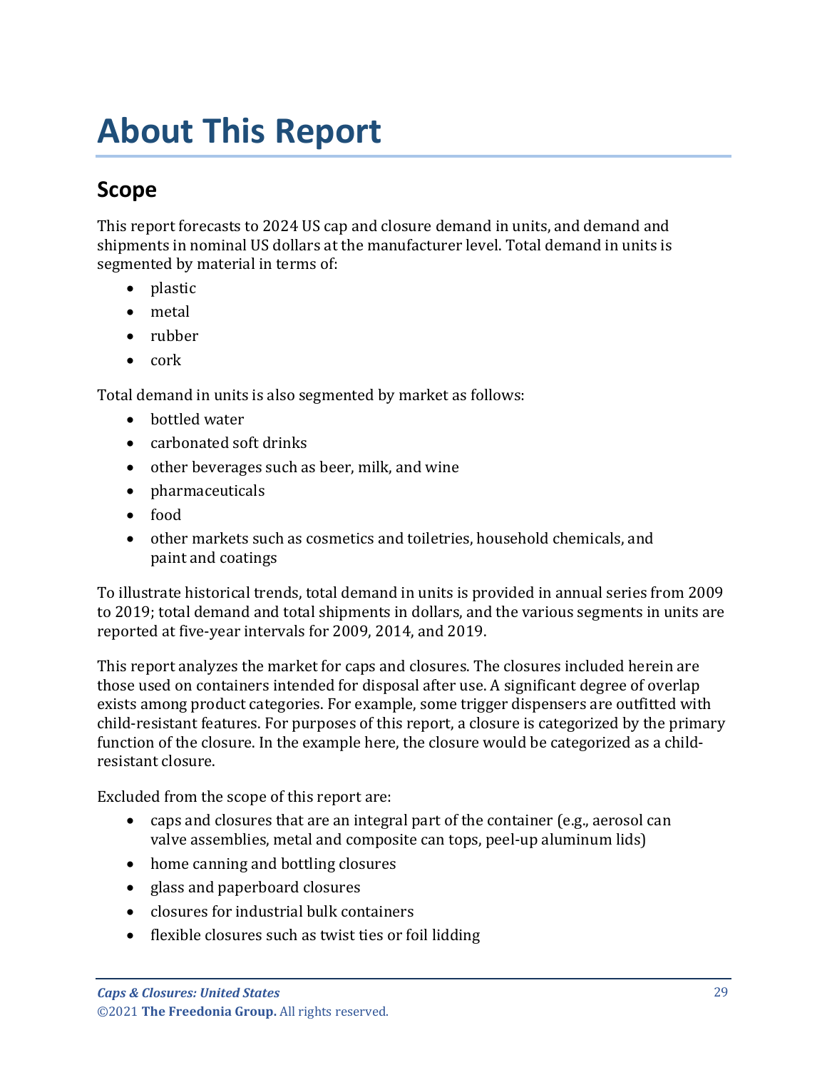# About This Report

## Scope

This report forecasts to 2024 US cap and closure demand in units, and demand and shipments in nominal US dollars at the manufacturer level. Total demand in units is segmented by material in terms of:

- plastic
- metal
- rubber
- cork

Total demand in units is also segmented by market as follows:

- bottled water
- carbonated soft drinks
- other beverages such as beer, milk, and wine
- pharmaceuticals
- food
- other markets such as cosmetics and toiletries, household chemicals, and paint and coatings

To illustrate historical trends, total demand in units is provided in annual series from 2009 to 2019; total demand and total shipments in dollars, and the various segments in units are reported at five-year intervals for 2009, 2014, and 2019.

This report analyzes the market for caps and closures. The closures included herein are those used on containers intended for disposal after use. A significant degree of overlap exists among product categories. For example, some trigger dispensers are outfitted with child-resistant features. For purposes of this report, a closure is categorized by the primary function of the closure. In the example here, the closure would be categorized as a child-resistant closure.

Excluded from the scope of this report are:

- caps and closures that are an integral part of the container (e.g., aerosol can valve assemblies, metal and composite can tops, peel-up aluminum lids)
- home canning and bottling closures
- glass and paperboard closures
- closures for industrial bulk containers
- flexible closures such as twist ties or foil lidding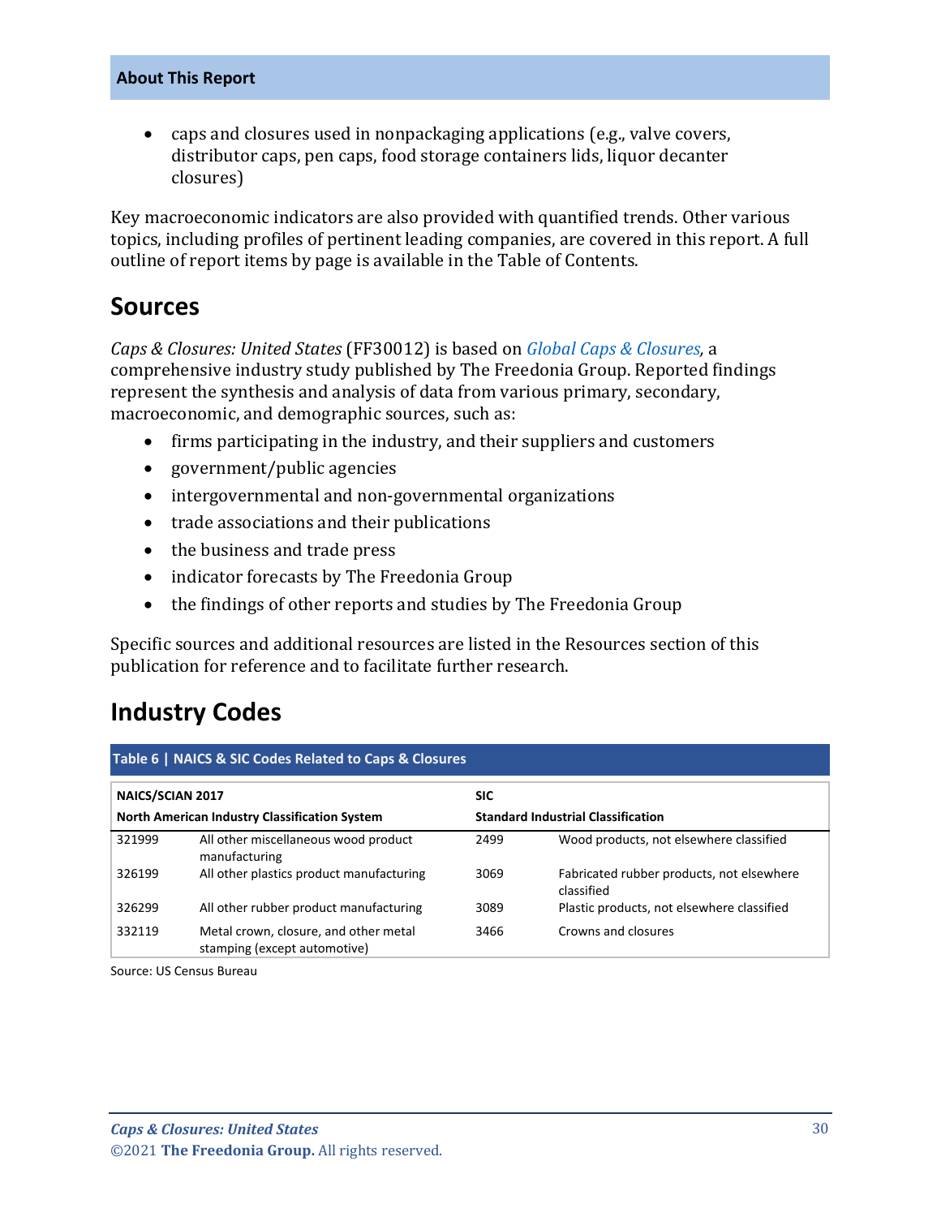- caps and closures used in nonpackaging applications (e.g., valve covers, distributor caps, pen caps, food storage containers lids, liquor decanter closures)

Key macroeconomic indicators are also provided with quantified trends. Other various topics, including profiles of pertinent leading companies, are covered in this report. A full outline of report items by page is available in the Table of Contents.

## Sources

*Caps & Closures: United States* (FF30012) is based on *Global Caps & Closures*, a comprehensive industry study published by The Freedonia Group. Reported findings represent the synthesis and analysis of data from various primary, secondary, macroeconomic, and demographic sources, such as:

- firms participating in the industry, and their suppliers and customers
- government/public agencies
- intergovernmental and non-governmental organizations
- trade associations and their publications
- the business and trade press
- indicator forecasts by The Freedonia Group
- the findings of other reports and studies by The Freedonia Group

Specific sources and additional resources are listed in the Resources section of this publication for reference and to facilitate further research.

## Industry Codes

**Table 6 | NAICS & SIC Codes Related to Caps & Closures**

| NAICS/SCIAN 2017 North American Industry Classification System | | SIC Standard Industrial Classification | |
|---|---|---|---|
| 321999 | All other miscellaneous wood product manufacturing | 2499 | Wood products, not elsewhere classified |
| 326199 | All other plastics product manufacturing | 3069 | Fabricated rubber products, not elsewhere classified |
| 326299 | All other rubber product manufacturing | 3089 | Plastic products, not elsewhere classified |
| 332119 | Metal crown, closure, and other metal stamping (except automotive) | 3466 | Crowns and closures |

Source: US Census Bureau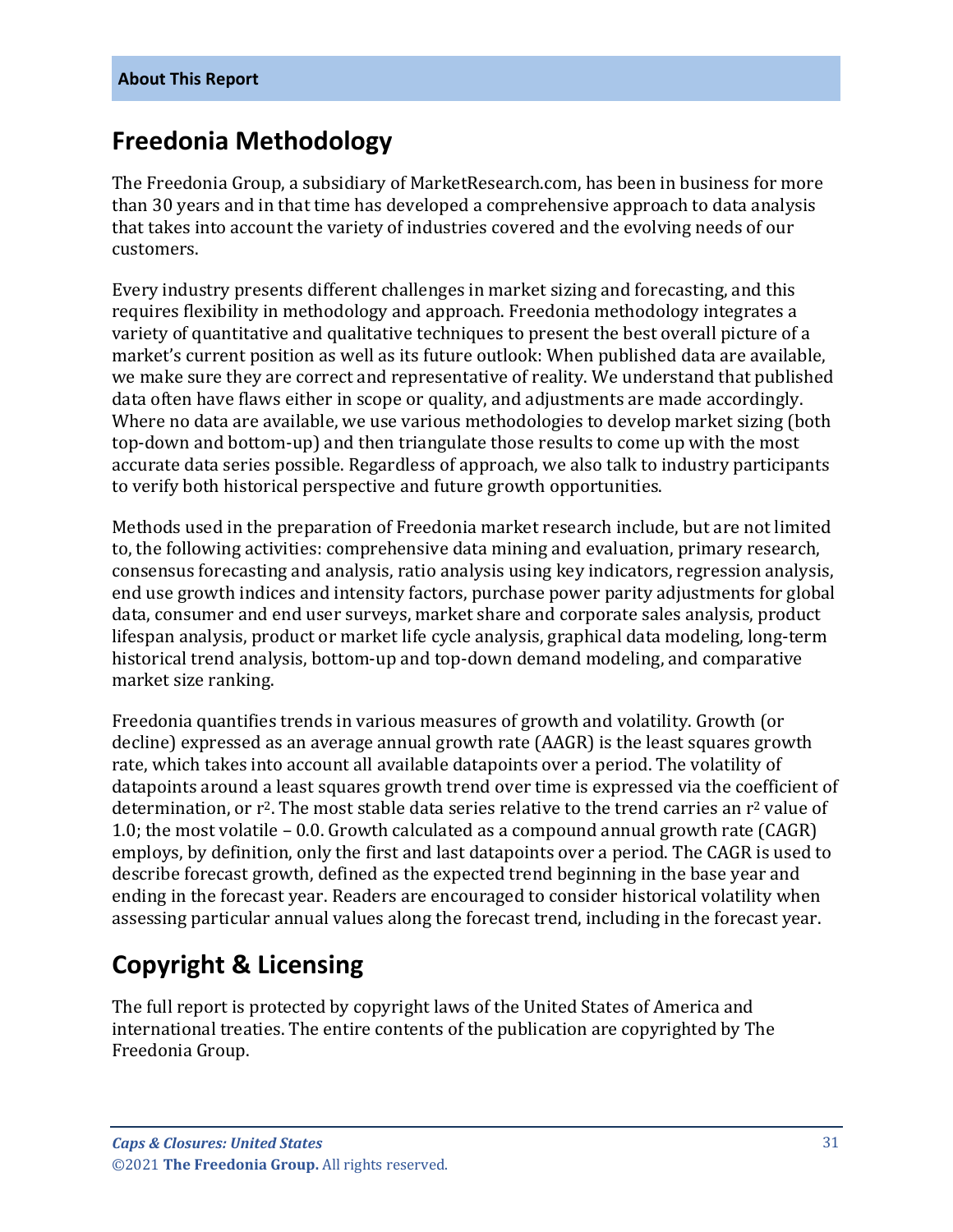## Freedonia Methodology

The Freedonia Group, a subsidiary of MarketResearch.com, has been in business for more than 30 years and in that time has developed a comprehensive approach to data analysis that takes into account the variety of industries covered and the evolving needs of our customers.

Every industry presents different challenges in market sizing and forecasting, and this requires flexibility in methodology and approach. Freedonia methodology integrates a variety of quantitative and qualitative techniques to present the best overall picture of a market's current position as well as its future outlook: When published data are available, we make sure they are correct and representative of reality. We understand that published data often have flaws either in scope or quality, and adjustments are made accordingly. Where no data are available, we use various methodologies to develop market sizing (both top-down and bottom-up) and then triangulate those results to come up with the most accurate data series possible. Regardless of approach, we also talk to industry participants to verify both historical perspective and future growth opportunities.

Methods used in the preparation of Freedonia market research include, but are not limited to, the following activities: comprehensive data mining and evaluation, primary research, consensus forecasting and analysis, ratio analysis using key indicators, regression analysis, end use growth indices and intensity factors, purchase power parity adjustments for global data, consumer and end user surveys, market share and corporate sales analysis, product lifespan analysis, product or market life cycle analysis, graphical data modeling, long-term historical trend analysis, bottom-up and top-down demand modeling, and comparative market size ranking.

Freedonia quantifies trends in various measures of growth and volatility. Growth (or decline) expressed as an average annual growth rate (AAGR) is the least squares growth rate, which takes into account all available datapoints over a period. The volatility of datapoints around a least squares growth trend over time is expressed via the coefficient of determination, or $r^2$. The most stable data series relative to the trend carries an $r^2$ value of 1.0; the most volatile – 0.0. Growth calculated as a compound annual growth rate (CAGR) employs, by definition, only the first and last datapoints over a period. The CAGR is used to describe forecast growth, defined as the expected trend beginning in the base year and ending in the forecast year. Readers are encouraged to consider historical volatility when assessing particular annual values along the forecast trend, including in the forecast year.

## Copyright & Licensing

The full report is protected by copyright laws of the United States of America and international treaties. The entire contents of the publication are copyrighted by The Freedonia Group.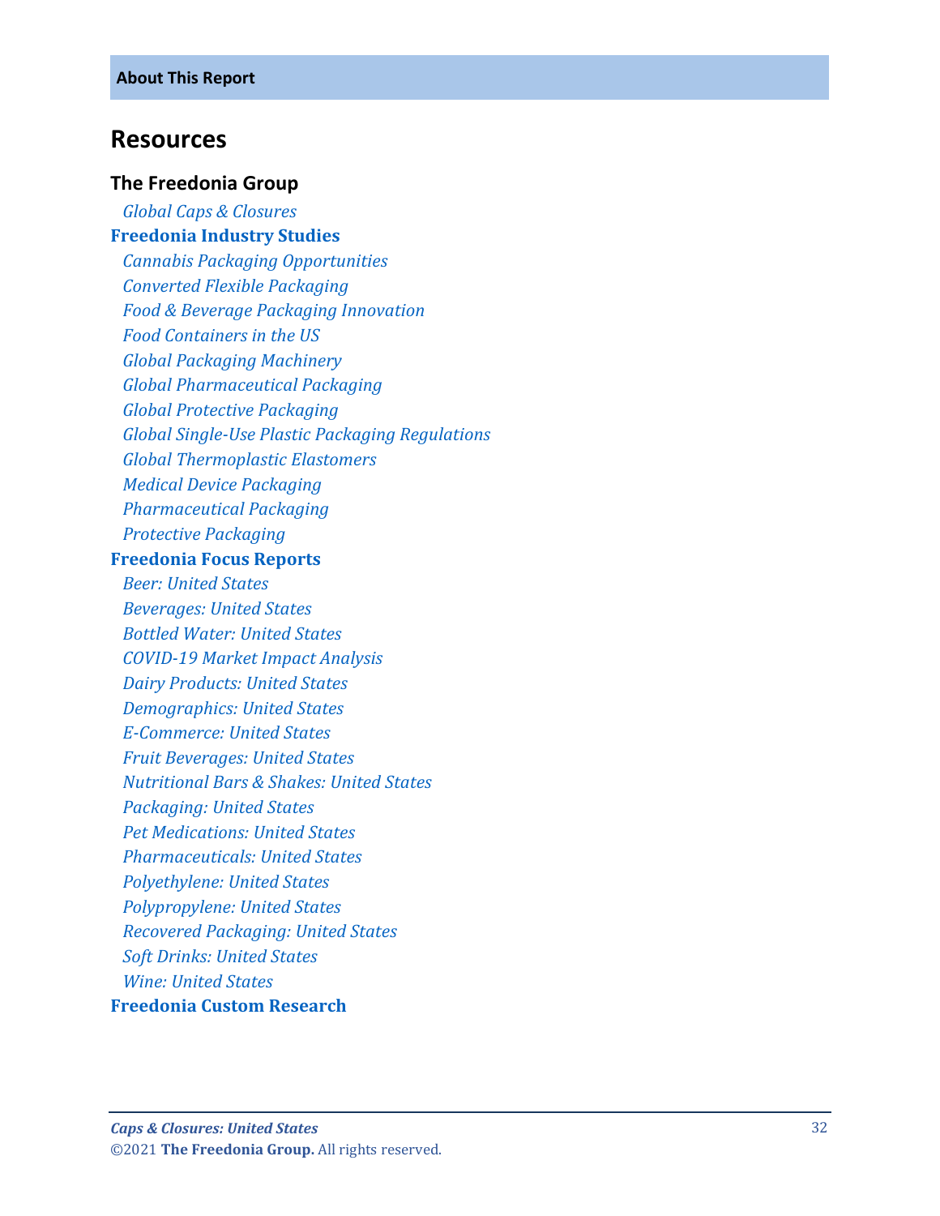**About This Report**

## Resources

### The Freedonia Group

*Global Caps & Closures*

**Freedonia Industry Studies**

*Cannabis Packaging Opportunities*
*Converted Flexible Packaging*
*Food & Beverage Packaging Innovation*
*Food Containers in the US*
*Global Packaging Machinery*
*Global Pharmaceutical Packaging*
*Global Protective Packaging*
*Global Single-Use Plastic Packaging Regulations*
*Global Thermoplastic Elastomers*
*Medical Device Packaging*
*Pharmaceutical Packaging*
*Protective Packaging*

**Freedonia Focus Reports**

*Beer: United States*
*Beverages: United States*
*Bottled Water: United States*
*COVID-19 Market Impact Analysis*
*Dairy Products: United States*
*Demographics: United States*
*E-Commerce: United States*
*Fruit Beverages: United States*
*Nutritional Bars & Shakes: United States*
*Packaging: United States*
*Pet Medications: United States*
*Pharmaceuticals: United States*
*Polyethylene: United States*
*Polypropylene: United States*
*Recovered Packaging: United States*
*Soft Drinks: United States*
*Wine: United States*

**Freedonia Custom Research**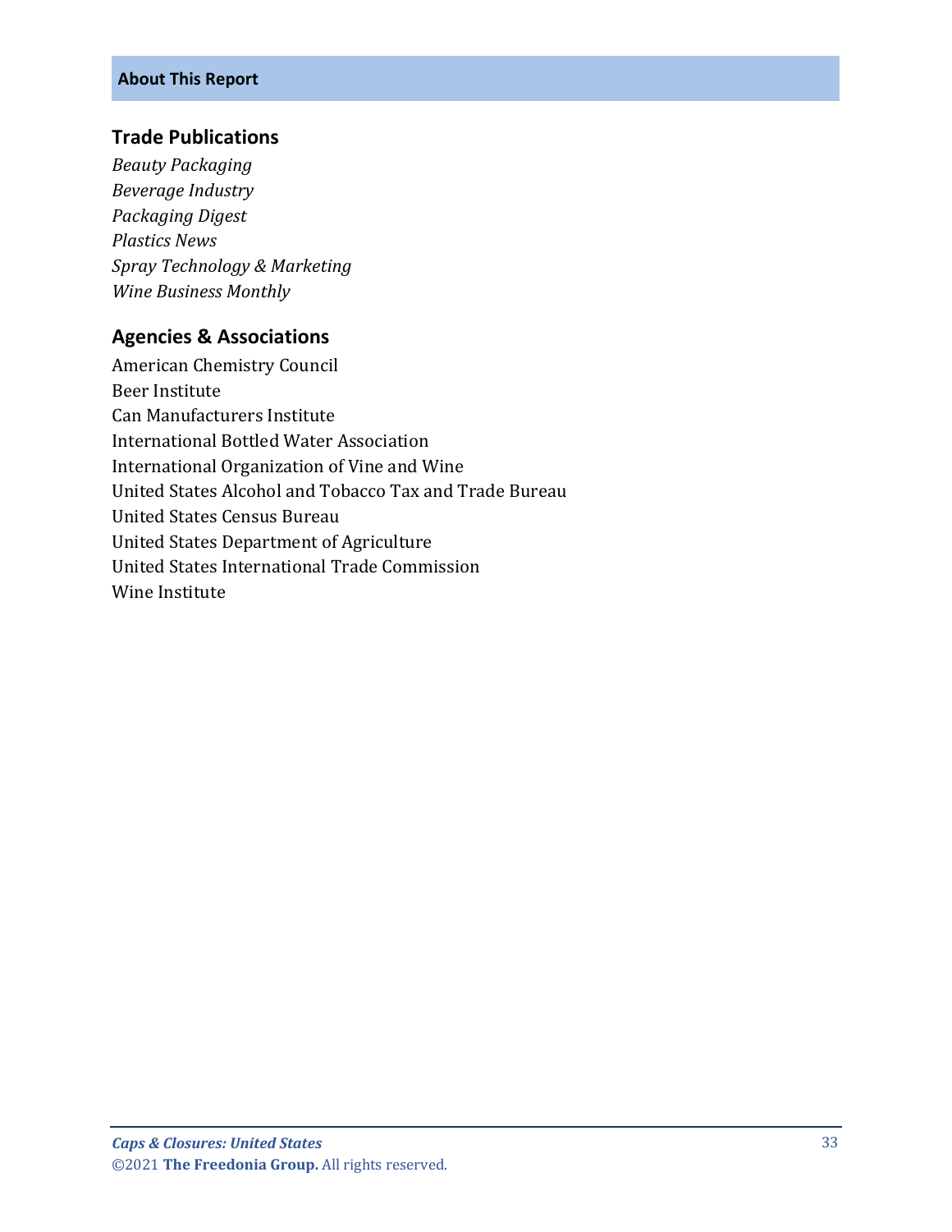## Trade Publications

*Beauty Packaging*
*Beverage Industry*
*Packaging Digest*
*Plastics News*
*Spray Technology & Marketing*
*Wine Business Monthly*

## Agencies & Associations

American Chemistry Council
Beer Institute
Can Manufacturers Institute
International Bottled Water Association
International Organization of Vine and Wine
United States Alcohol and Tobacco Tax and Trade Bureau
United States Census Bureau
United States Department of Agriculture
United States International Trade Commission
Wine Institute